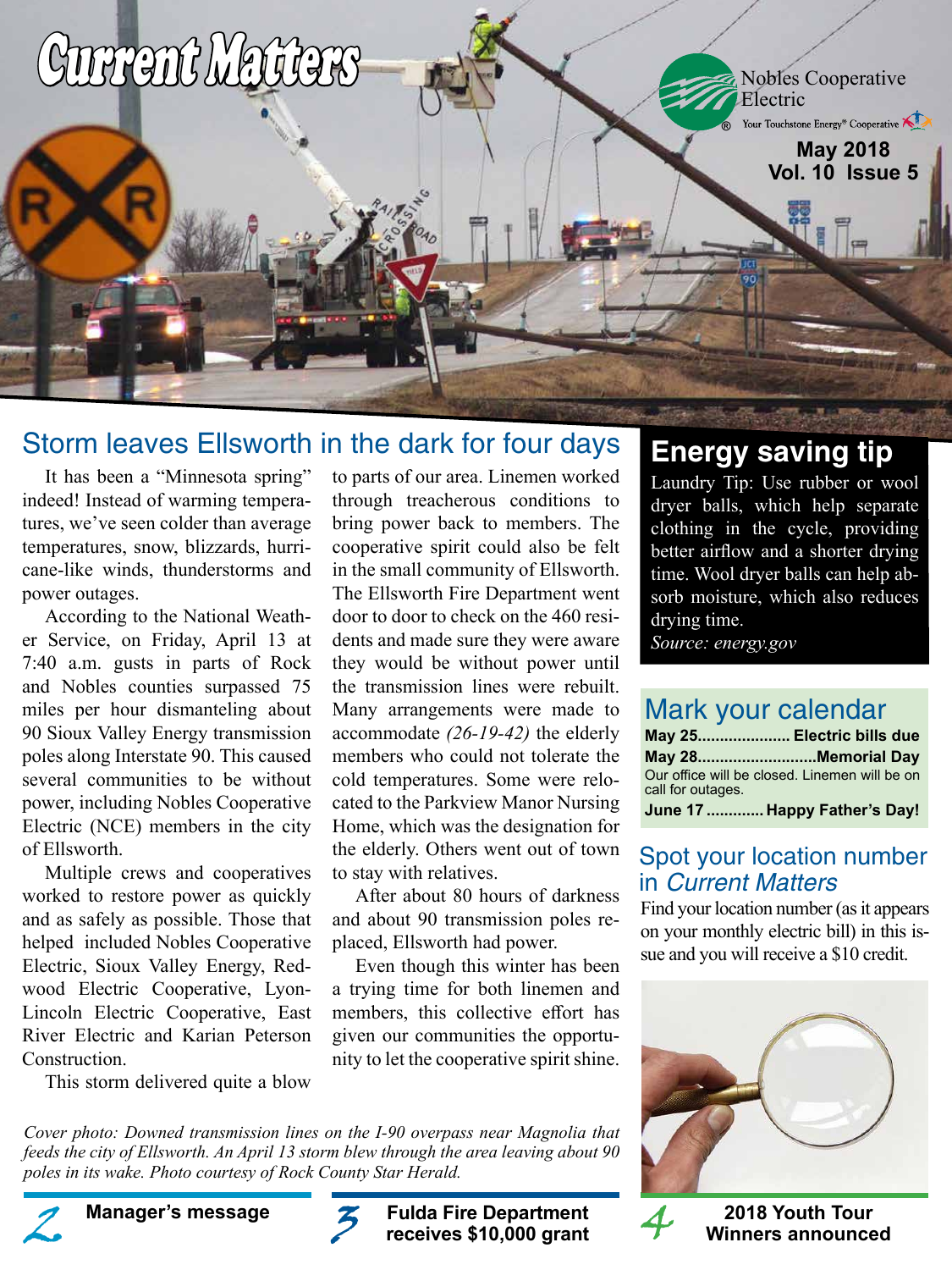# Current Matters

Nobles Cooperative Electric

Your Touchstone Energy® Cooperative

**May 2018**
**Vol. 10 Issue 5**

## Storm leaves Ellsworth in the dark for four days

It has been a "Minnesota spring" indeed! Instead of warming temperatures, we've seen colder than average temperatures, snow, blizzards, hurricane-like winds, thunderstorms and power outages.

According to the National Weather Service, on Friday, April 13 at 7:40 a.m. gusts in parts of Rock and Nobles counties surpassed 75 miles per hour dismanteling about 90 Sioux Valley Energy transmission poles along Interstate 90. This caused several communities to be without power, including Nobles Cooperative Electric (NCE) members in the city of Ellsworth.

Multiple crews and cooperatives worked to restore power as quickly and as safely as possible. Those that helped included Nobles Cooperative Electric, Sioux Valley Energy, Redwood Electric Cooperative, Lyon-Lincoln Electric Cooperative, East River Electric and Karian Peterson Construction.

This storm delivered quite a blow to parts of our area. Linemen worked through treacherous conditions to bring power back to members. The cooperative spirit could also be felt in the small community of Ellsworth. The Ellsworth Fire Department went door to door to check on the 460 residents and made sure they were aware they would be without power until the transmission lines were rebuilt. Many arrangements were made to accommodate *(26-19-42)* the elderly members who could not tolerate the cold temperatures. Some were relocated to the Parkview Manor Nursing Home, which was the designation for the elderly. Others went out of town to stay with relatives.

After about 80 hours of darkness and about 90 transmission poles replaced, Ellsworth had power.

Even though this winter has been a trying time for both linemen and members, this collective effort has given our communities the opportunity to let the cooperative spirit shine.

*Cover photo: Downed transmission lines on the I-90 overpass near Magnolia that feeds the city of Ellsworth. An April 13 storm blew through the area leaving about 90 poles in its wake. Photo courtesy of Rock County Star Herald.*

## Energy saving tip

Laundry Tip: Use rubber or wool dryer balls, which help separate clothing in the cycle, providing better airflow and a shorter drying time. Wool dryer balls can help absorb moisture, which also reduces drying time.

*Source: energy.gov*

## Mark your calendar

**May 25.................... Electric bills due**

**May 28...........................Memorial Day**

Our office will be closed. Linemen will be on call for outages.

**June 17 ............. Happy Father's Day!**

## Spot your location number in *Current Matters*

Find your location number (as it appears on your monthly electric bill) in this issue and you will receive a $10 credit.

**2** **Manager's message**

**3** **Fulda Fire Department receives $10,000 grant**

**4** **2018 Youth Tour Winners announced**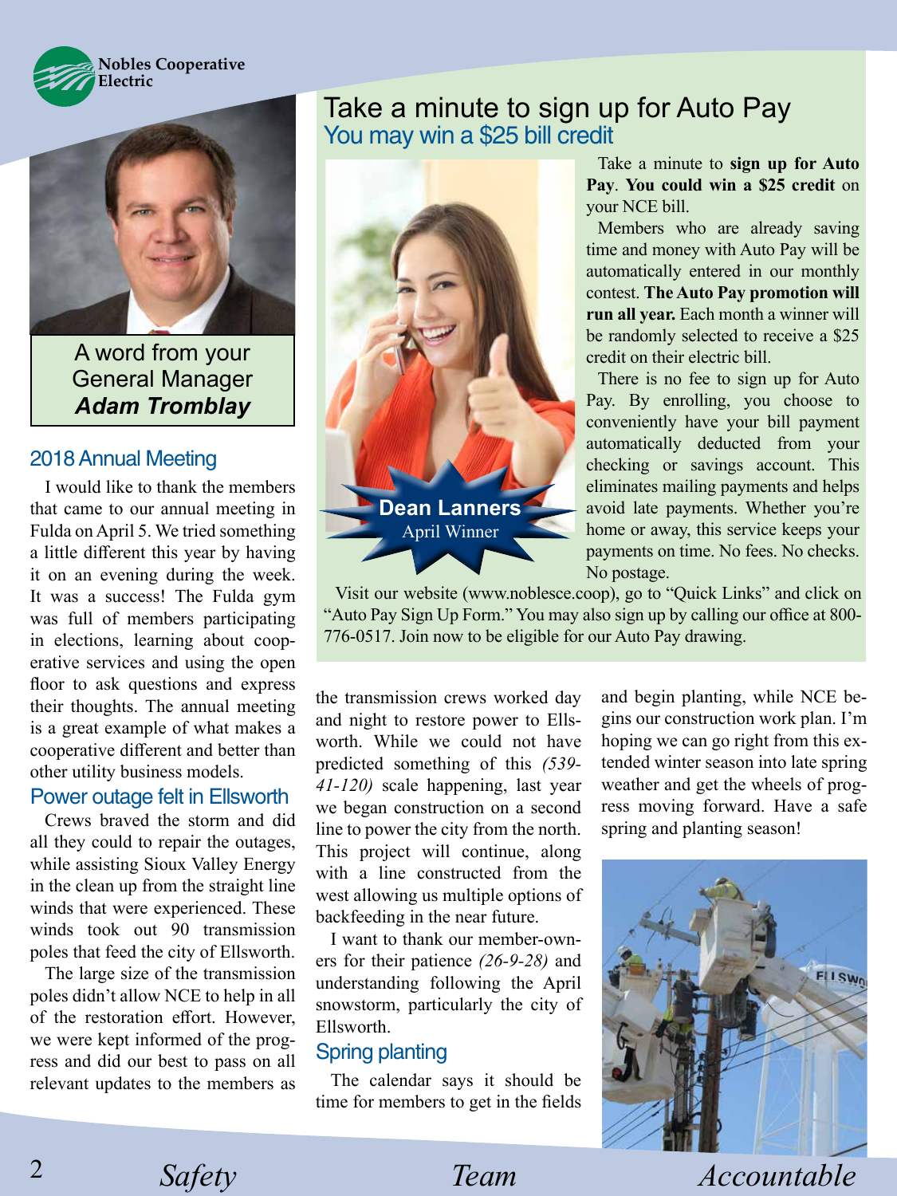Nobles Cooperative Electric

# A word from your General Manager *Adam Tromblay*

## 2018 Annual Meeting

I would like to thank the members that came to our annual meeting in Fulda on April 5. We tried something a little different this year by having it on an evening during the week. It was a success! The Fulda gym was full of members participating in elections, learning about cooperative services and using the open floor to ask questions and express their thoughts. The annual meeting is a great example of what makes a cooperative different and better than other utility business models.

## Power outage felt in Ellsworth

Crews braved the storm and did all they could to repair the outages, while assisting Sioux Valley Energy in the clean up from the straight line winds that were experienced. These winds took out 90 transmission poles that feed the city of Ellsworth.

The large size of the transmission poles didn't allow NCE to help in all of the restoration effort. However, we were kept informed of the progress and did our best to pass on all relevant updates to the members as the transmission crews worked day and night to restore power to Ellsworth. While we could not have predicted something of this *(539-41-120)* scale happening, last year we began construction on a second line to power the city from the north. This project will continue, along with a line constructed from the west allowing us multiple options of backfeeding in the near future.

I want to thank our member-owners for their patience *(26-9-28)* and understanding following the April snowstorm, particularly the city of Ellsworth.

## Spring planting

The calendar says it should be time for members to get in the fields and begin planting, while NCE begins our construction work plan. I'm hoping we can go right from this extended winter season into late spring weather and get the wheels of progress moving forward. Have a safe spring and planting season!

# Take a minute to sign up for Auto Pay

## You may win a $25 bill credit

**Dean Lanners**
April Winner

Take a minute to **sign up for Auto Pay**. **You could win a $25 credit** on your NCE bill.

Members who are already saving time and money with Auto Pay will be automatically entered in our monthly contest. **The Auto Pay promotion will run all year.** Each month a winner will be randomly selected to receive a $25 credit on their electric bill.

There is no fee to sign up for Auto Pay. By enrolling, you choose to conveniently have your bill payment automatically deducted from your checking or savings account. This eliminates mailing payments and helps avoid late payments. Whether you're home or away, this service keeps your payments on time. No fees. No checks. No postage.

Visit our website (www.noblesce.coop), go to "Quick Links" and click on "Auto Pay Sign Up Form." You may also sign up by calling our office at 800-776-0517. Join now to be eligible for our Auto Pay drawing.

*Safety* *Team* *Accountable*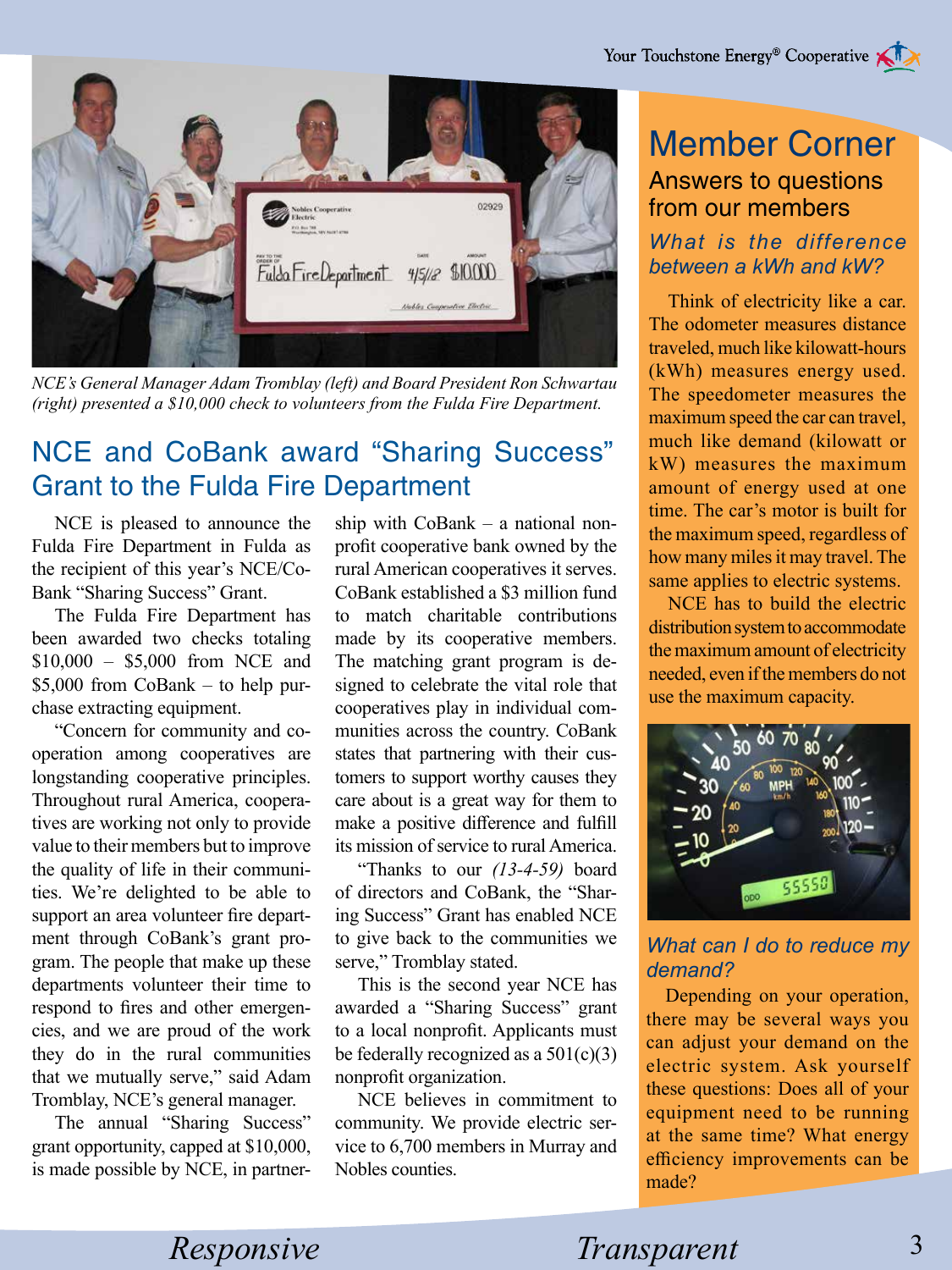NCE's General Manager Adam Tromblay (left) and Board President Ron Schwartau (right) presented a $10,000 check to volunteers from the Fulda Fire Department.

## NCE and CoBank award "Sharing Success" Grant to the Fulda Fire Department

NCE is pleased to announce the Fulda Fire Department in Fulda as the recipient of this year's NCE/CoBank "Sharing Success" Grant.

The Fulda Fire Department has been awarded two checks totaling $10,000 – $5,000 from NCE and $5,000 from CoBank – to help purchase extracting equipment.

"Concern for community and cooperation among cooperatives are longstanding cooperative principles. Throughout rural America, cooperatives are working not only to provide value to their members but to improve the quality of life in their communities. We're delighted to be able to support an area volunteer fire department through CoBank's grant program. The people that make up these departments volunteer their time to respond to fires and other emergencies, and we are proud of the work they do in the rural communities that we mutually serve," said Adam Tromblay, NCE's general manager.

The annual "Sharing Success" grant opportunity, capped at $10,000, is made possible by NCE, in partnership with CoBank – a national nonprofit cooperative bank owned by the rural American cooperatives it serves. CoBank established a $3 million fund to match charitable contributions made by its cooperative members. The matching grant program is designed to celebrate the vital role that cooperatives play in individual communities across the country. CoBank states that partnering with their customers to support worthy causes they care about is a great way for them to make a positive difference and fulfill its mission of service to rural America.

"Thanks to our *(13-4-59)* board of directors and CoBank, the "Sharing Success" Grant has enabled NCE to give back to the communities we serve," Tromblay stated.

This is the second year NCE has awarded a "Sharing Success" grant to a local nonprofit. Applicants must be federally recognized as a 501(c)(3) nonprofit organization.

NCE believes in commitment to community. We provide electric service to 6,700 members in Murray and Nobles counties.

## Member Corner

### Answers to questions from our members

### *What is the difference between a kWh and kW?*

Think of electricity like a car. The odometer measures distance traveled, much like kilowatt-hours (kWh) measures energy used. The speedometer measures the maximum speed the car can travel, much like demand (kilowatt or kW) measures the maximum amount of energy used at one time. The car's motor is built for the maximum speed, regardless of how many miles it may travel. The same applies to electric systems.

NCE has to build the electric distribution system to accommodate the maximum amount of electricity needed, even if the members do not use the maximum capacity.

### *What can I do to reduce my demand?*

Depending on your operation, there may be several ways you can adjust your demand on the electric system. Ask yourself these questions: Does all of your equipment need to be running at the same time? What energy efficiency improvements can be made?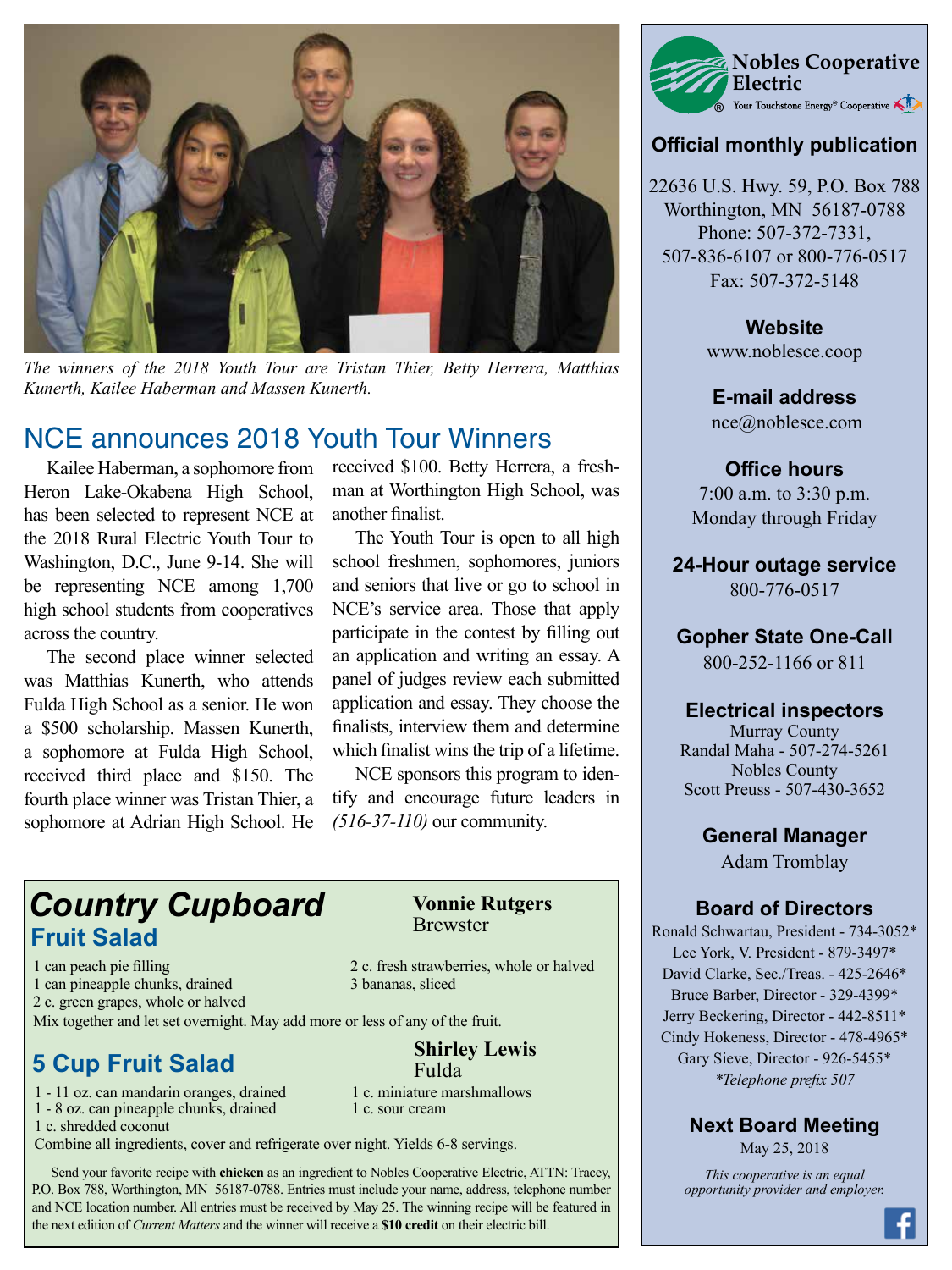*The winners of the 2018 Youth Tour are Tristan Thier, Betty Herrera, Matthias Kunerth, Kailee Haberman and Massen Kunerth.*

## NCE announces 2018 Youth Tour Winners

Kailee Haberman, a sophomore from Heron Lake-Okabena High School, has been selected to represent NCE at the 2018 Rural Electric Youth Tour to Washington, D.C., June 9-14. She will be representing NCE among 1,700 high school students from cooperatives across the country.

The second place winner selected was Matthias Kunerth, who attends Fulda High School as a senior. He won a $500 scholarship. Massen Kunerth, a sophomore at Fulda High School, received third place and $150. The fourth place winner was Tristan Thier, a sophomore at Adrian High School. He received $100. Betty Herrera, a freshman at Worthington High School, was another finalist.

The Youth Tour is open to all high school freshmen, sophomores, juniors and seniors that live or go to school in NCE's service area. Those that apply participate in the contest by filling out an application and writing an essay. A panel of judges review each submitted application and essay. They choose the finalists, interview them and determine which finalist wins the trip of a lifetime.

NCE sponsors this program to identify and encourage future leaders in *(516-37-110)* our community.

## *Country Cupboard*

### Fruit Salad

**Vonnie Rutgers**
Brewster

1 can peach pie filling
1 can pineapple chunks, drained
2 c. green grapes, whole or halved
2 c. fresh strawberries, whole or halved
3 bananas, sliced

Mix together and let set overnight. May add more or less of any of the fruit.

### 5 Cup Fruit Salad

**Shirley Lewis**
Fulda

1 - 11 oz. can mandarin oranges, drained
1 - 8 oz. can pineapple chunks, drained
1 c. shredded coconut
1 c. miniature marshmallows
1 c. sour cream

Combine all ingredients, cover and refrigerate over night. Yields 6-8 servings.

Send your favorite recipe with **chicken** as an ingredient to Nobles Cooperative Electric, ATTN: Tracey, P.O. Box 788, Worthington, MN 56187-0788. Entries must include your name, address, telephone number and NCE location number. All entries must be received by May 25. The winning recipe will be featured in the next edition of *Current Matters* and the winner will receive a **$10 credit** on their electric bill.

**Nobles Cooperative Electric**
Your Touchstone Energy® Cooperative

### Official monthly publication

22636 U.S. Hwy. 59, P.O. Box 788
Worthington, MN 56187-0788
Phone: 507-372-7331,
507-836-6107 or 800-776-0517
Fax: 507-372-5148

### Website

www.noblesce.coop

### E-mail address

nce@noblesce.com

### Office hours

7:00 a.m. to 3:30 p.m.
Monday through Friday

### 24-Hour outage service

800-776-0517

### Gopher State One-Call

800-252-1166 or 811

### Electrical inspectors

Murray County
Randal Maha - 507-274-5261
Nobles County
Scott Preuss - 507-430-3652

### General Manager

Adam Tromblay

### Board of Directors

Ronald Schwartau, President - 734-3052*
Lee York, V. President - 879-3497*
David Clarke, Sec./Treas. - 425-2646*
Bruce Barber, Director - 329-4399*
Jerry Beckering, Director - 442-8511*
Cindy Hokeness, Director - 478-4965*
Gary Sieve, Director - 926-5455*
*\*Telephone prefix 507*

### Next Board Meeting

May 25, 2018

*This cooperative is an equal opportunity provider and employer.*